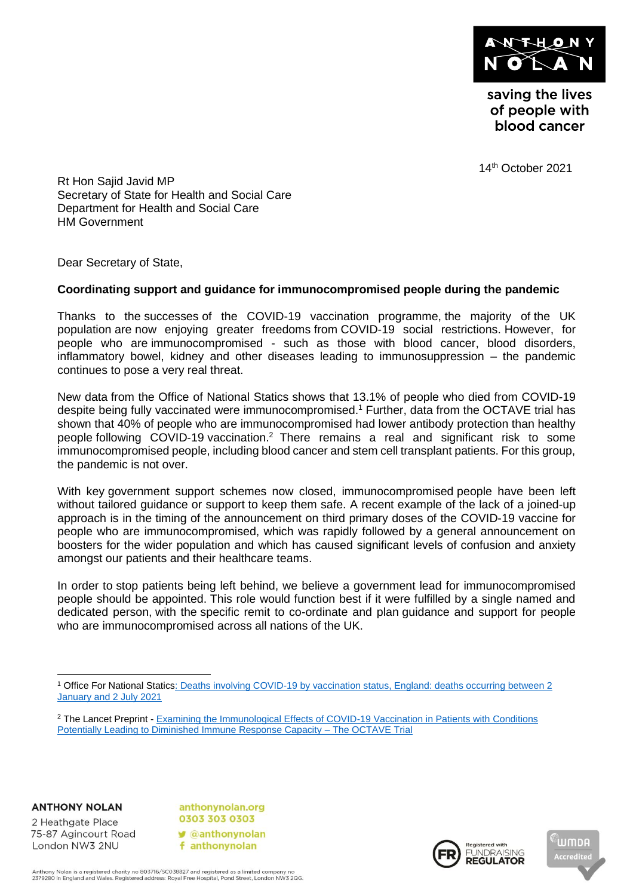ANTHONY NOLAN

saving the lives of people with blood cancer

14th October 2021

Rt Hon Sajid Javid MP
Secretary of State for Health and Social Care
Department for Health and Social Care
HM Government

Dear Secretary of State,

**Coordinating support and guidance for immunocompromised people during the pandemic**

Thanks to the successes of the COVID-19 vaccination programme, the majority of the UK population are now enjoying greater freedoms from COVID-19 social restrictions. However, for people who are immunocompromised - such as those with blood cancer, blood disorders, inflammatory bowel, kidney and other diseases leading to immunosuppression – the pandemic continues to pose a very real threat.

New data from the Office of National Statics shows that 13.1% of people who died from COVID-19 despite being fully vaccinated were immunocompromised.[1] Further, data from the OCTAVE trial has shown that 40% of people who are immunocompromised had lower antibody protection than healthy people following COVID-19 vaccination.[2] There remains a real and significant risk to some immunocompromised people, including blood cancer and stem cell transplant patients. For this group, the pandemic is not over.

With key government support schemes now closed, immunocompromised people have been left without tailored guidance or support to keep them safe. A recent example of the lack of a joined-up approach is in the timing of the announcement on third primary doses of the COVID-19 vaccine for people who are immunocompromised, which was rapidly followed by a general announcement on boosters for the wider population and which has caused significant levels of confusion and anxiety amongst our patients and their healthcare teams.

In order to stop patients being left behind, we believe a government lead for immunocompromised people should be appointed. This role would function best if it were fulfilled by a single named and dedicated person, with the specific remit to co-ordinate and plan guidance and support for people who are immunocompromised across all nations of the UK.

---

[1] Office For National Statics: Deaths involving COVID-19 by vaccination status, England: deaths occurring between 2 January and 2 July 2021

[2] The Lancet Preprint - Examining the Immunological Effects of COVID-19 Vaccination in Patients with Conditions Potentially Leading to Diminished Immune Response Capacity – The OCTAVE Trial

**ANTHONY NOLAN**
2 Heathgate Place
75-87 Agincourt Road
London NW3 2NU

anthonynolan.org
0303 303 0303
@anthonynolan
anthonynolan

Registered with FUNDRAISING REGULATOR

WMDA Accredited

Anthony Nolan is a registered charity no 803716/SC038827 and registered as a limited company no 2379280 in England and Wales. Registered address: Royal Free Hospital, Pond Street, London NW3 2QG.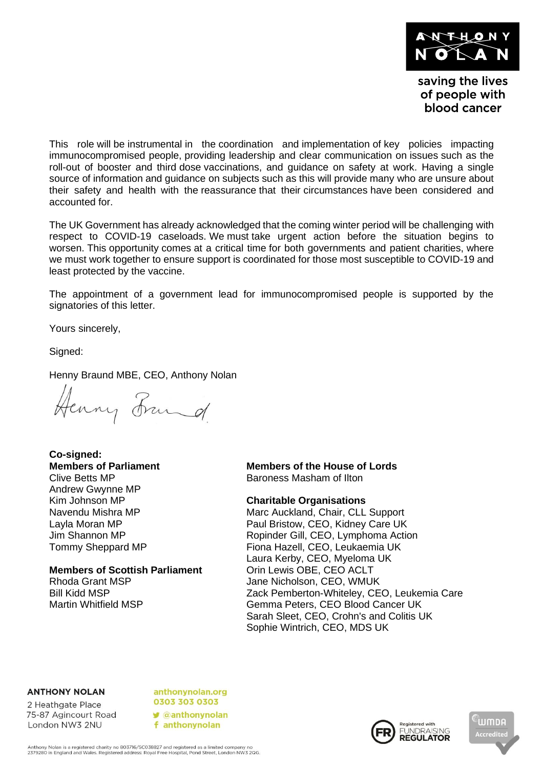This role will be instrumental in the coordination and implementation of key policies impacting immunocompromised people, providing leadership and clear communication on issues such as the roll-out of booster and third dose vaccinations, and guidance on safety at work. Having a single source of information and guidance on subjects such as this will provide many who are unsure about their safety and health with the reassurance that their circumstances have been considered and accounted for.

The UK Government has already acknowledged that the coming winter period will be challenging with respect to COVID-19 caseloads. We must take urgent action before the situation begins to worsen. This opportunity comes at a critical time for both governments and patient charities, where we must work together to ensure support is coordinated for those most susceptible to COVID-19 and least protected by the vaccine.

The appointment of a government lead for immunocompromised people is supported by the signatories of this letter.

Yours sincerely,

Signed:

Henny Braund MBE, CEO, Anthony Nolan

**Co-signed:**

**Members of Parliament**

Clive Betts MP
Andrew Gwynne MP
Kim Johnson MP
Navendu Mishra MP
Layla Moran MP
Jim Shannon MP
Tommy Sheppard MP

**Members of Scottish Parliament**

Rhoda Grant MSP
Bill Kidd MSP
Martin Whitfield MSP

**Members of the House of Lords**

Baroness Masham of Ilton

**Charitable Organisations**

Marc Auckland, Chair, CLL Support
Paul Bristow, CEO, Kidney Care UK
Ropinder Gill, CEO, Lymphoma Action
Fiona Hazell, CEO, Leukaemia UK
Laura Kerby, CEO, Myeloma UK
Orin Lewis OBE, CEO ACLT
Jane Nicholson, CEO, WMUK
Zack Pemberton-Whiteley, CEO, Leukemia Care
Gemma Peters, CEO Blood Cancer UK
Sarah Sleet, CEO, Crohn's and Colitis UK
Sophie Wintrich, CEO, MDS UK